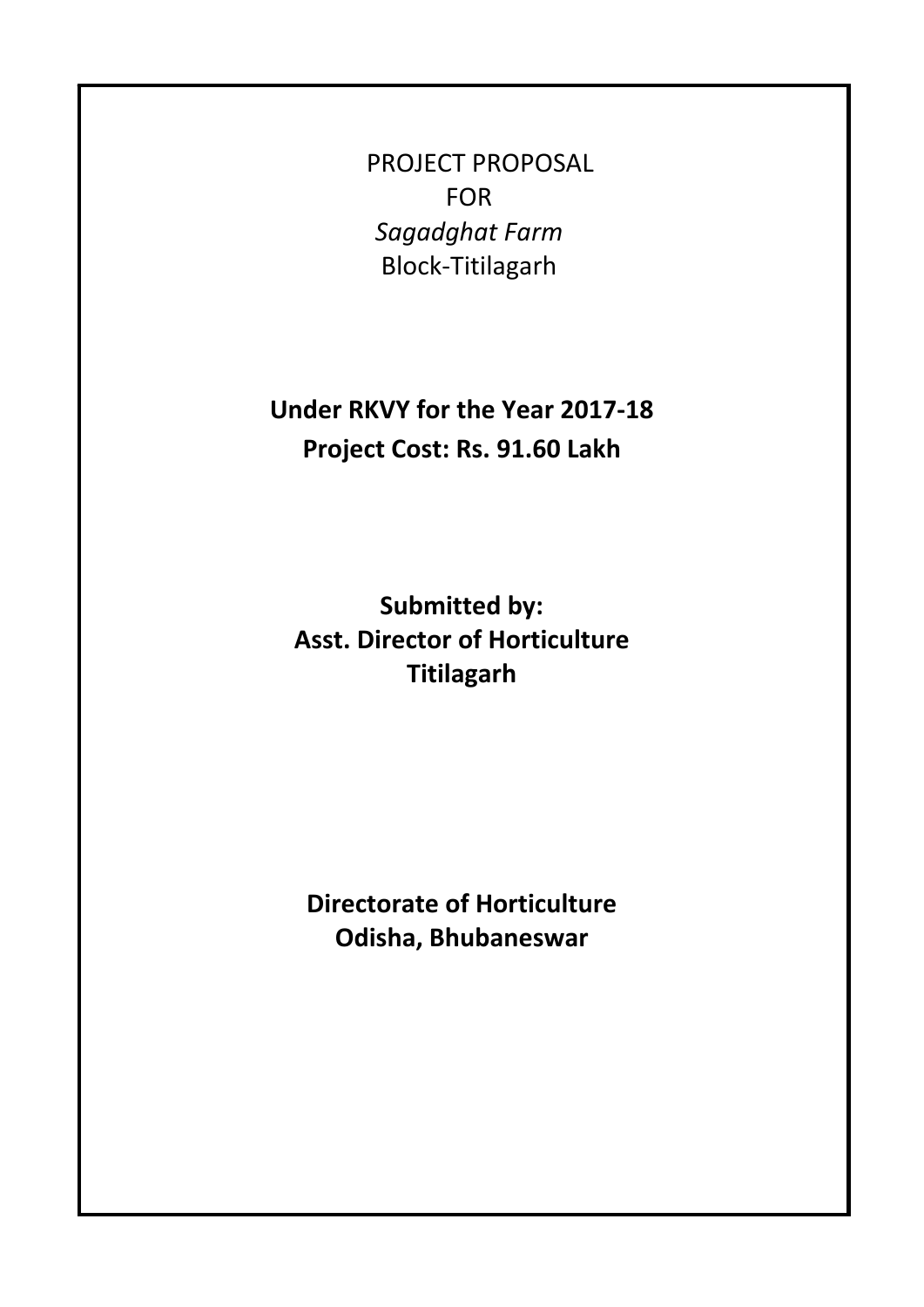# PROJECT PROPOSAL
# FOR
# *Sagadghat Farm*
# Block-Titilagarh

**Under RKVY for the Year 2017-18**

**Project Cost: Rs. 91.60 Lakh**

**Submitted by:**
**Asst. Director of Horticulture**
**Titilagarh**

**Directorate of Horticulture**
**Odisha, Bhubaneswar**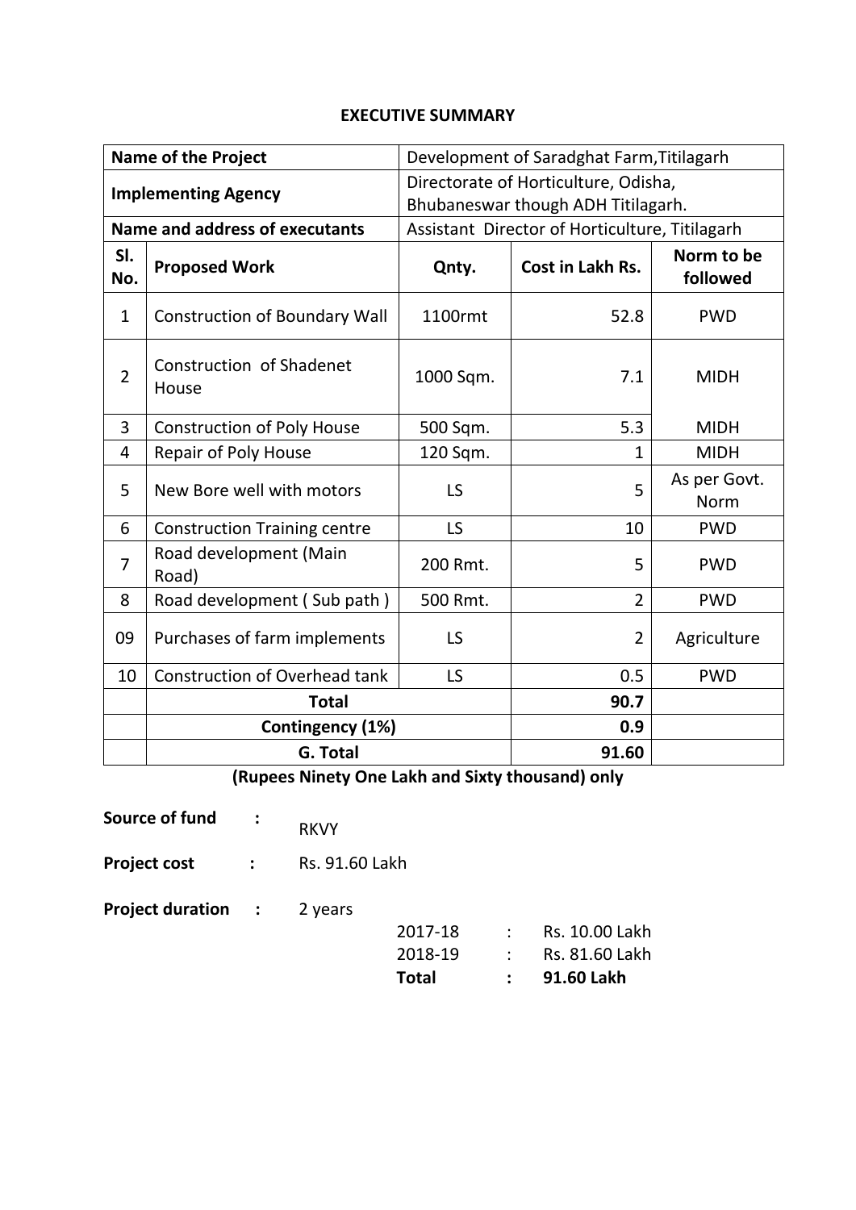## EXECUTIVE SUMMARY

| Name of the Project | | Development of Saradghat Farm,Titilagarh | | |
|---|---|---|---|---|
| Implementing Agency | | Directorate of Horticulture, Odisha, Bhubaneswar though ADH Titilagarh. | | |
| Name and address of executants | | Assistant Director of Horticulture, Titilagarh | | |
| **Sl. No.** | **Proposed Work** | **Qnty.** | **Cost in Lakh Rs.** | **Norm to be followed** |
| 1 | Construction of Boundary Wall | 1100rmt | 52.8 | PWD |
| 2 | Construction of Shadenet House | 1000 Sqm. | 7.1 | MIDH |
| 3 | Construction of Poly House | 500 Sqm. | 5.3 | MIDH |
| 4 | Repair of Poly House | 120 Sqm. | 1 | MIDH |
| 5 | New Bore well with motors | LS | 5 | As per Govt. Norm |
| 6 | Construction Training centre | LS | 10 | PWD |
| 7 | Road development (Main Road) | 200 Rmt. | 5 | PWD |
| 8 | Road development ( Sub path ) | 500 Rmt. | 2 | PWD |
| 09 | Purchases of farm implements | LS | 2 | Agriculture |
| 10 | Construction of Overhead tank | LS | 0.5 | PWD |
| | **Total** | | **90.7** | |
| | **Contingency (1%)** | | **0.9** | |
| | **G. Total** | | **91.60** | |

**(Rupees Ninety One Lakh and Sixty thousand) only**

**Source of fund** : RKVY

**Project cost** : Rs. 91.60 Lakh

**Project duration** : 2 years

| | | |
|---|---|---|
| 2017-18 | : | Rs. 10.00 Lakh |
| 2018-19 | : | Rs. 81.60 Lakh |
| **Total** | **:** | **91.60 Lakh** |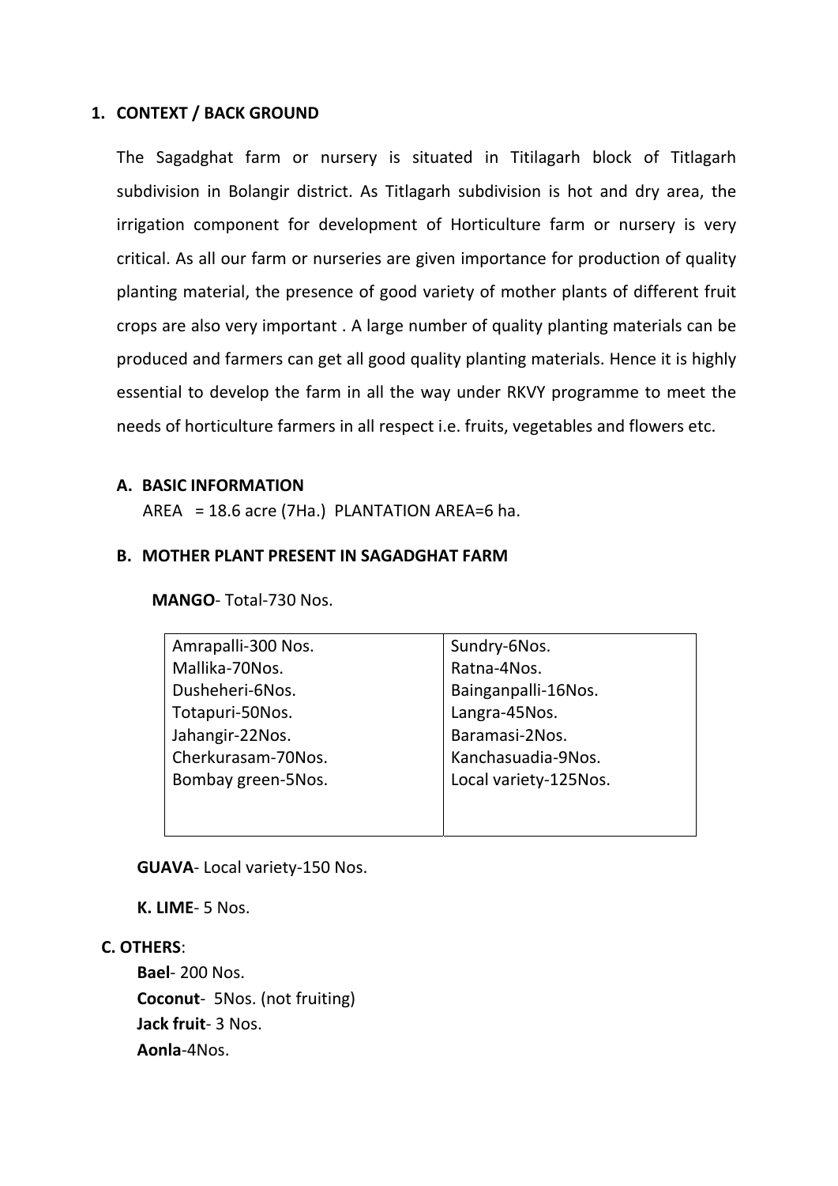## 1. CONTEXT / BACK GROUND

The Sagadghat farm or nursery is situated in Titilagarh block of Titlagarh subdivision in Bolangir district. As Titlagarh subdivision is hot and dry area, the irrigation component for development of Horticulture farm or nursery is very critical. As all our farm or nurseries are given importance for production of quality planting material, the presence of good variety of mother plants of different fruit crops are also very important . A large number of quality planting materials can be produced and farmers can get all good quality planting materials. Hence it is highly essential to develop the farm in all the way under RKVY programme to meet the needs of horticulture farmers in all respect i.e. fruits, vegetables and flowers etc.

### A. BASIC INFORMATION

AREA = 18.6 acre (7Ha.) PLANTATION AREA=6 ha.

### B. MOTHER PLANT PRESENT IN SAGADGHAT FARM

**MANGO**- Total-730 Nos.

| | |
|---|---|
| Amrapalli-300 Nos. | Sundry-6Nos. |
| Mallika-70Nos. | Ratna-4Nos. |
| Dusheheri-6Nos. | Bainganpalli-16Nos. |
| Totapuri-50Nos. | Langra-45Nos. |
| Jahangir-22Nos. | Baramasi-2Nos. |
| Cherkurasam-70Nos. | Kanchasuadia-9Nos. |
| Bombay green-5Nos. | Local variety-125Nos. |

**GUAVA**- Local variety-150 Nos.

**K. LIME**- 5 Nos.

### C. OTHERS:

**Bael**- 200 Nos.
**Coconut**- 5Nos. (not fruiting)
**Jack fruit**- 3 Nos.
**Aonla**-4Nos.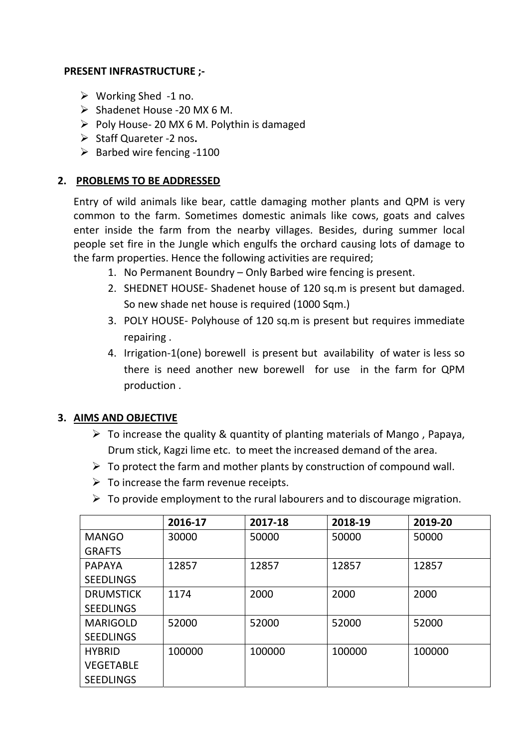**PRESENT INFRASTRUCTURE ;-**

- Working Shed -1 no.
- Shadenet House -20 MX 6 M.
- Poly House- 20 MX 6 M. Polythin is damaged
- Staff Quareter -2 nos**.**
- Barbed wire fencing -1100

## 2. PROBLEMS TO BE ADDRESSED

Entry of wild animals like bear, cattle damaging mother plants and QPM is very common to the farm. Sometimes domestic animals like cows, goats and calves enter inside the farm from the nearby villages. Besides, during summer local people set fire in the Jungle which engulfs the orchard causing lots of damage to the farm properties. Hence the following activities are required;

1. No Permanent Boundry – Only Barbed wire fencing is present.
2. SHEDNET HOUSE- Shadenet house of 120 sq.m is present but damaged. So new shade net house is required (1000 Sqm.)
3. POLY HOUSE- Polyhouse of 120 sq.m is present but requires immediate repairing .
4. Irrigation-1(one) borewell is present but availability of water is less so there is need another new borewell for use in the farm for QPM production .

## 3. AIMS AND OBJECTIVE

- To increase the quality & quantity of planting materials of Mango , Papaya, Drum stick, Kagzi lime etc. to meet the increased demand of the area.
- To protect the farm and mother plants by construction of compound wall.
- To increase the farm revenue receipts.
- To provide employment to the rural labourers and to discourage migration.

| | 2016-17 | 2017-18 | 2018-19 | 2019-20 |
|---|---|---|---|---|
| MANGO GRAFTS | 30000 | 50000 | 50000 | 50000 |
| PAPAYA SEEDLINGS | 12857 | 12857 | 12857 | 12857 |
| DRUMSTICK SEEDLINGS | 1174 | 2000 | 2000 | 2000 |
| MARIGOLD SEEDLINGS | 52000 | 52000 | 52000 | 52000 |
| HYBRID VEGETABLE SEEDLINGS | 100000 | 100000 | 100000 | 100000 |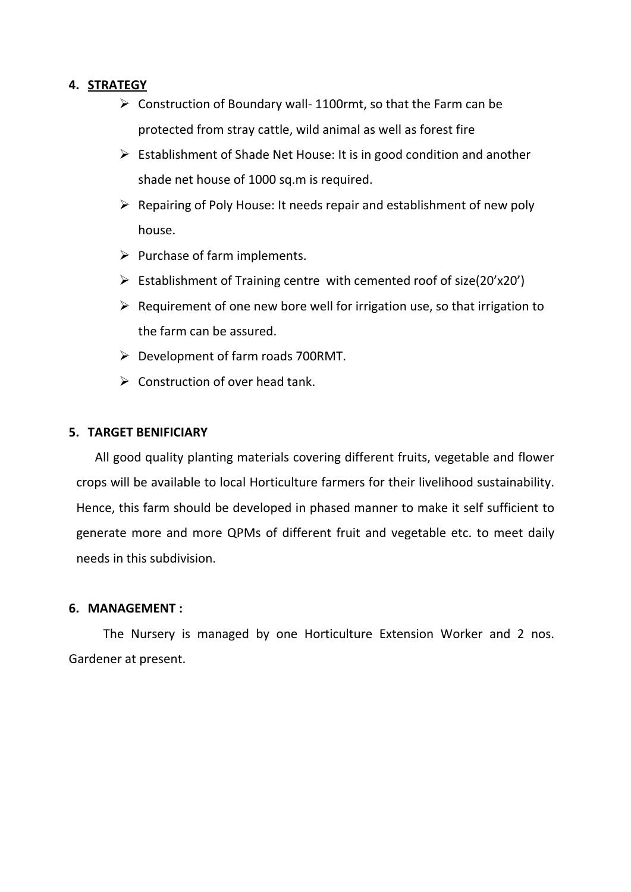## 4. STRATEGY

- Construction of Boundary wall- 1100rmt, so that the Farm can be protected from stray cattle, wild animal as well as forest fire
- Establishment of Shade Net House: It is in good condition and another shade net house of 1000 sq.m is required.
- Repairing of Poly House: It needs repair and establishment of new poly house.
- Purchase of farm implements.
- Establishment of Training centre with cemented roof of size(20'x20')
- Requirement of one new bore well for irrigation use, so that irrigation to the farm can be assured.
- Development of farm roads 700RMT.
- Construction of over head tank.

## 5. TARGET BENIFICIARY

All good quality planting materials covering different fruits, vegetable and flower crops will be available to local Horticulture farmers for their livelihood sustainability. Hence, this farm should be developed in phased manner to make it self sufficient to generate more and more QPMs of different fruit and vegetable etc. to meet daily needs in this subdivision.

## 6. MANAGEMENT :

The Nursery is managed by one Horticulture Extension Worker and 2 nos. Gardener at present.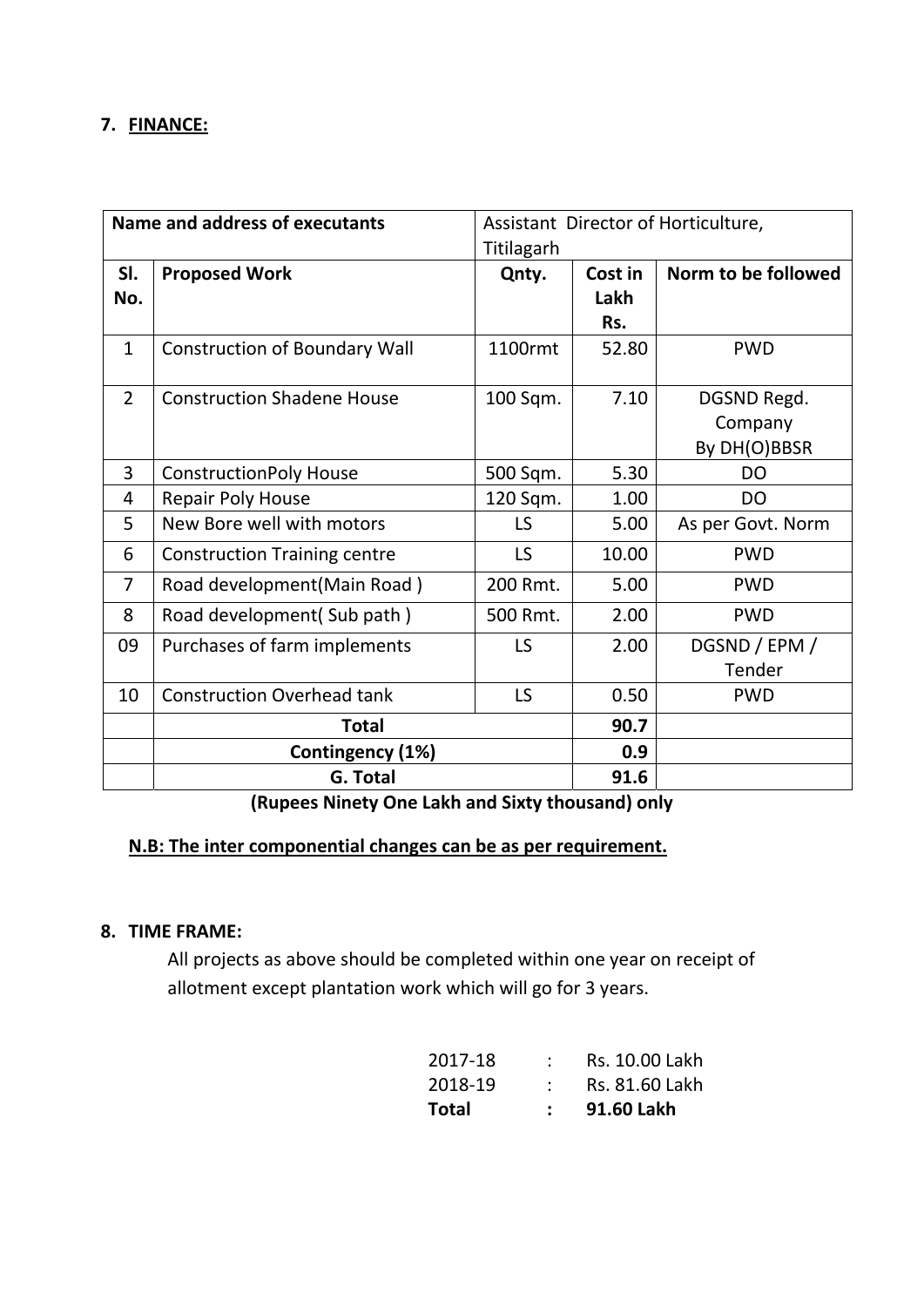## 7. **FINANCE:**

| Name and address of executants | | Assistant Director of Horticulture, Titilagarh | | |
|---|---|---|---|---|
| **Sl. No.** | **Proposed Work** | **Qnty.** | **Cost in Lakh Rs.** | **Norm to be followed** |
| 1 | Construction of Boundary Wall | 1100rmt | 52.80 | PWD |
| 2 | Construction Shadene House | 100 Sqm. | 7.10 | DGSND Regd. Company By DH(O)BBSR |
| 3 | ConstructionPoly House | 500 Sqm. | 5.30 | DO |
| 4 | Repair Poly House | 120 Sqm. | 1.00 | DO |
| 5 | New Bore well with motors | LS | 5.00 | As per Govt. Norm |
| 6 | Construction Training centre | LS | 10.00 | PWD |
| 7 | Road development(Main Road ) | 200 Rmt. | 5.00 | PWD |
| 8 | Road development( Sub path ) | 500 Rmt. | 2.00 | PWD |
| 09 | Purchases of farm implements | LS | 2.00 | DGSND / EPM / Tender |
| 10 | Construction Overhead tank | LS | 0.50 | PWD |
| | **Total** | | **90.7** | |
| | **Contingency (1%)** | | **0.9** | |
| | **G. Total** | | **91.6** | |

**(Rupees Ninety One Lakh and Sixty thousand) only**

**N.B: The inter componential changes can be as per requirement.**

## 8. **TIME FRAME:**

All projects as above should be completed within one year on receipt of allotment except plantation work which will go for 3 years.

| | | |
|---|---|---|
| 2017-18 | : | Rs. 10.00 Lakh |
| 2018-19 | : | Rs. 81.60 Lakh |
| **Total** | **:** | **91.60 Lakh** |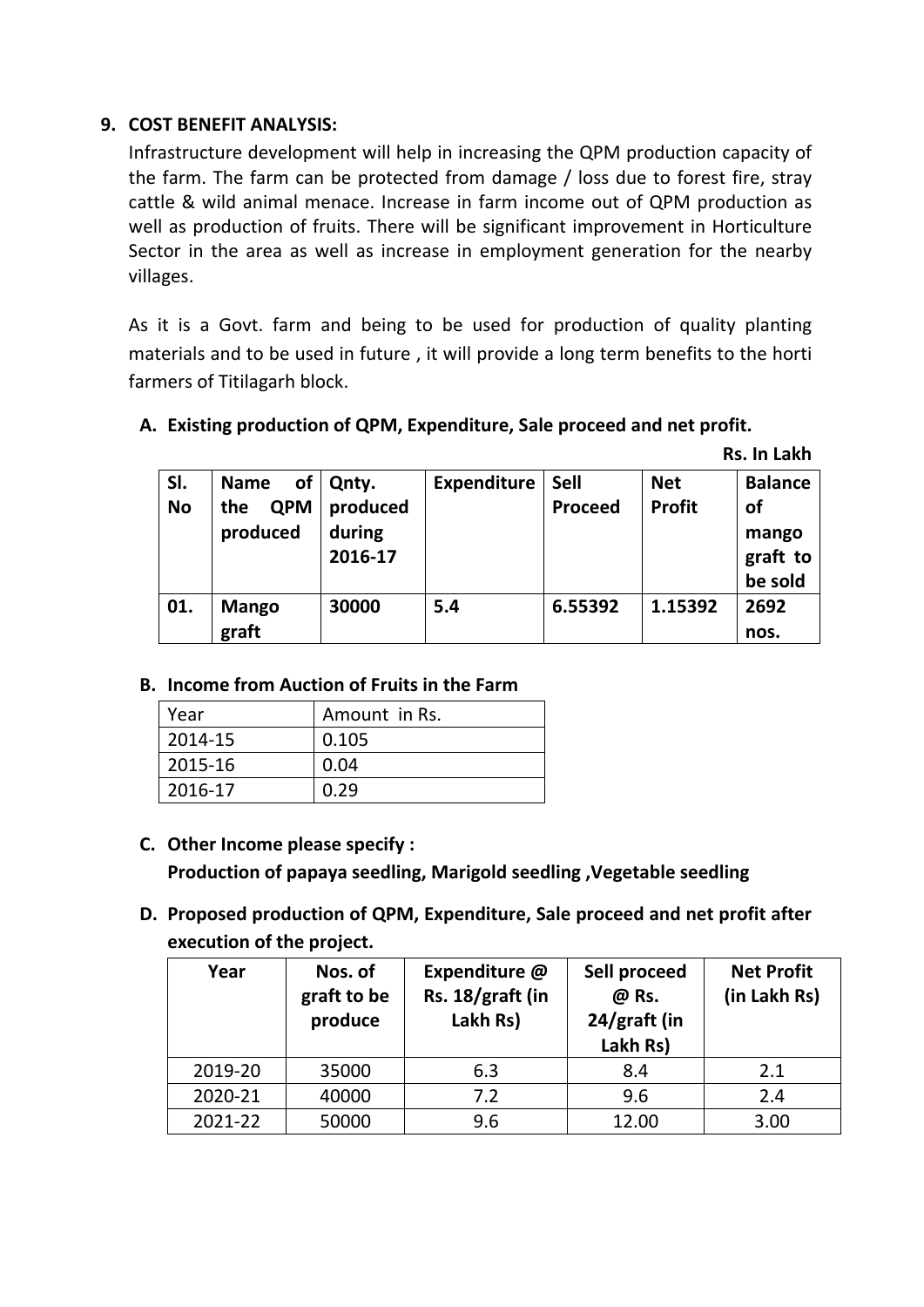## 9. COST BENEFIT ANALYSIS:

Infrastructure development will help in increasing the QPM production capacity of the farm. The farm can be protected from damage / loss due to forest fire, stray cattle & wild animal menace. Increase in farm income out of QPM production as well as production of fruits. There will be significant improvement in Horticulture Sector in the area as well as increase in employment generation for the nearby villages.

As it is a Govt. farm and being to be used for production of quality planting materials and to be used in future , it will provide a long term benefits to the horti farmers of Titilagarh block.

### A. Existing production of QPM, Expenditure, Sale proceed and net profit.

**Rs. In Lakh**

| Sl. No | Name of the QPM produced | Qnty. produced during 2016-17 | Expenditure | Sell Proceed | Net Profit | Balance of mango graft to be sold |
|---|---|---|---|---|---|---|
| 01. | Mango graft | 30000 | 5.4 | 6.55392 | 1.15392 | 2692 nos. |

### B. Income from Auction of Fruits in the Farm

| Year | Amount in Rs. |
|---|---|
| 2014-15 | 0.105 |
| 2015-16 | 0.04 |
| 2016-17 | 0.29 |

### C. Other Income please specify :

**Production of papaya seedling, Marigold seedling ,Vegetable seedling**

### D. Proposed production of QPM, Expenditure, Sale proceed and net profit after execution of the project.

| Year | Nos. of graft to be produce | Expenditure @ Rs. 18/graft (in Lakh Rs) | Sell proceed @ Rs. 24/graft (in Lakh Rs) | Net Profit (in Lakh Rs) |
|---|---|---|---|---|
| 2019-20 | 35000 | 6.3 | 8.4 | 2.1 |
| 2020-21 | 40000 | 7.2 | 9.6 | 2.4 |
| 2021-22 | 50000 | 9.6 | 12.00 | 3.00 |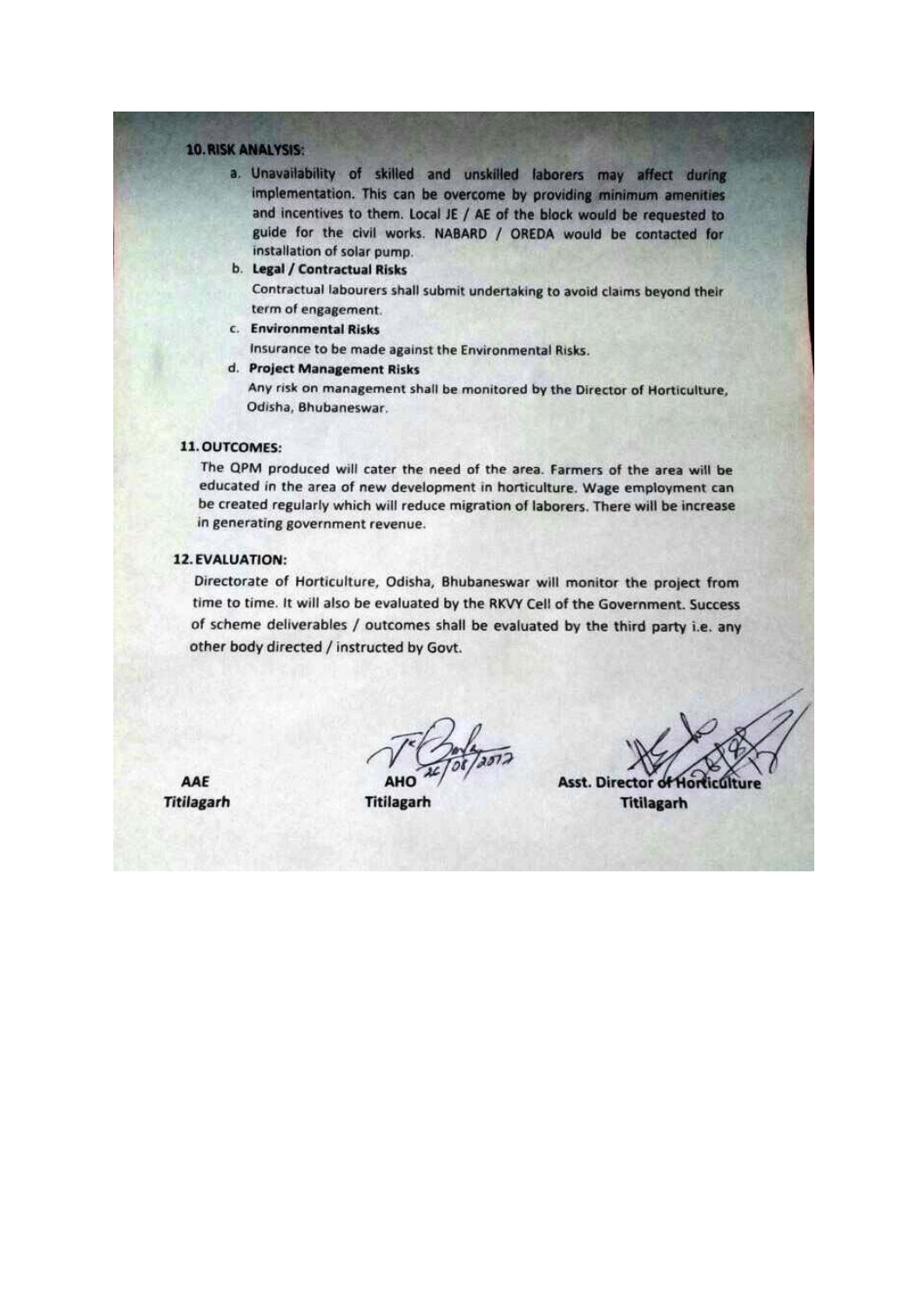## 10. RISK ANALYSIS:

a. Unavailability of skilled and unskilled laborers may affect during implementation. This can be overcome by providing minimum amenities and incentives to them. Local JE / AE of the block would be requested to guide for the civil works. NABARD / OREDA would be contacted for installation of solar pump.

b. **Legal / Contractual Risks**

   Contractual labourers shall submit undertaking to avoid claims beyond their term of engagement.

c. **Environmental Risks**

   Insurance to be made against the Environmental Risks.

d. **Project Management Risks**

   Any risk on management shall be monitored by the Director of Horticulture, Odisha, Bhubaneswar.

## 11. OUTCOMES:

The QPM produced will cater the need of the area. Farmers of the area will be educated in the area of new development in horticulture. Wage employment can be created regularly which will reduce migration of laborers. There will be increase in generating government revenue.

## 12. EVALUATION:

Directorate of Horticulture, Odisha, Bhubaneswar will monitor the project from time to time. It will also be evaluated by the RKVY Cell of the Government. Success of scheme deliverables / outcomes shall be evaluated by the third party i.e. any other body directed / instructed by Govt.

| | | |
|---|---|---|
| **AAE**<br>**Titilagarh** | 26/08/2017<br>**AHO**<br>**Titilagarh** | **Asst. Director of Horticulture**<br>**Titilagarh** |